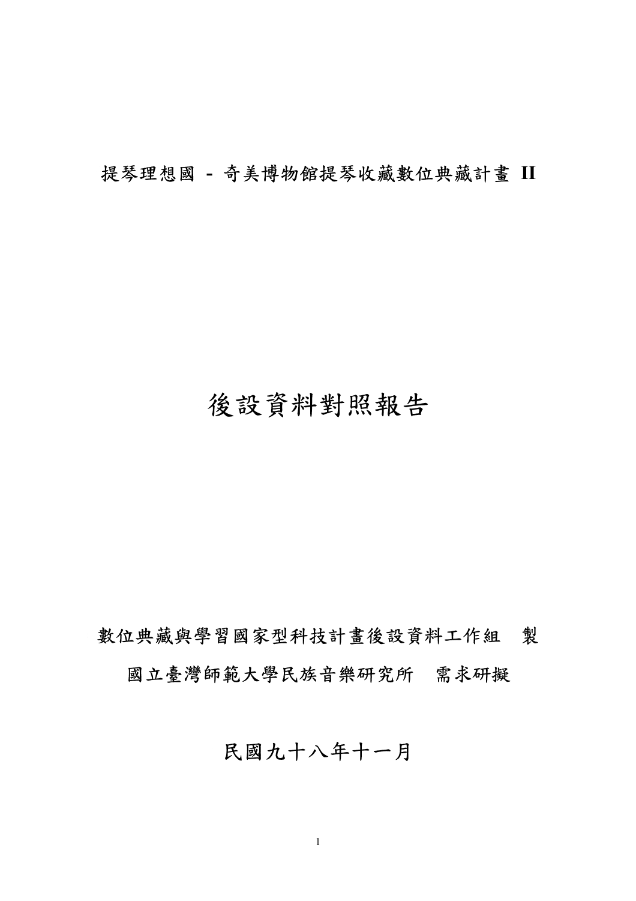提琴理想國 - 奇美博物館提琴收藏數位典藏計畫 **II**

# 後設資料對照報告

數位典藏與學習國家型科技計畫後設資料工作組　製

國立臺灣師範大學民族音樂研究所　需求研擬

民國九十八年十一月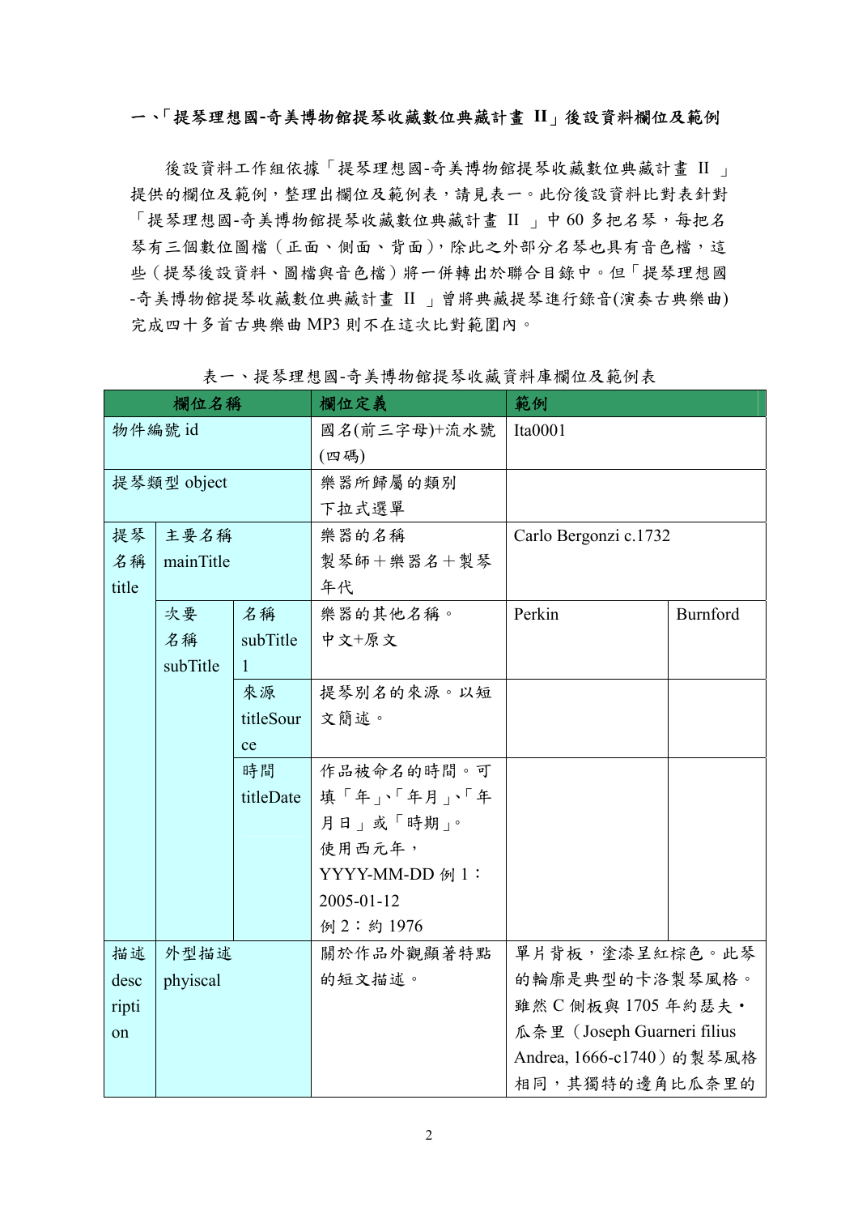## 一、「提琴理想國-奇美博物館提琴收藏數位典藏計畫 II」後設資料欄位及範例

後設資料工作組依據「提琴理想國-奇美博物館提琴收藏數位典藏計畫 II 」提供的欄位及範例，整理出欄位及範例表，請見表一。此份後設資料比對表針對「提琴理想國-奇美博物館提琴收藏數位典藏計畫 II 」中 60 多把名琴，每把名琴有三個數位圖檔（正面、側面、背面），除此之外部分名琴也具有音色檔，這些（提琴後設資料、圖檔與音色檔）將一併轉出於聯合目錄中。但「提琴理想國-奇美博物館提琴收藏數位典藏計畫 II 」曾將典藏提琴進行錄音(演奏古典樂曲)完成四十多首古典樂曲 MP3 則不在這次比對範圍內。

表一、提琴理想國-奇美博物館提琴收藏資料庫欄位及範例表

| 欄位名稱 | | | 欄位定義 | 範例 | |
|---|---|---|---|---|---|
| 物件編號 id | | | 國名(前三字母)+流水號(四碼) | Ita0001 | |
| 提琴類型 object | | | 樂器所歸屬的類別<br>下拉式選單 | | |
| 提琴名稱 title | 主要名稱 mainTitle | | 樂器的名稱<br>製琴師＋樂器名＋製琴年代 | Carlo Bergonzi c.1732 | |
| | 次要名稱 subTitle | 名稱 subTitle 1 | 樂器的其他名稱。<br>中文+原文 | Perkin | Burnford |
| | | 來源 titleSource | 提琴別名的來源。以短文簡述。 | | |
| | | 時間 titleDate | 作品被命名的時間。可填「年」、「年月」、「年月日」或「時期」。<br>使用西元年，<br>YYYY-MM-DD 例 1：2005-01-12<br>例 2：約 1976 | | |
| 描述 description | 外型描述 phyiscal | | 關於作品外觀顯著特點的短文描述。 | 單片背板，塗漆呈紅棕色。此琴的輪廓是典型的卡洛製琴風格。雖然 C 側板與 1705 年約瑟夫・瓜奈里（Joseph Guarneri filius Andrea, 1666-c1740）的製琴風格相同，其獨特的邊角比瓜奈里的 | |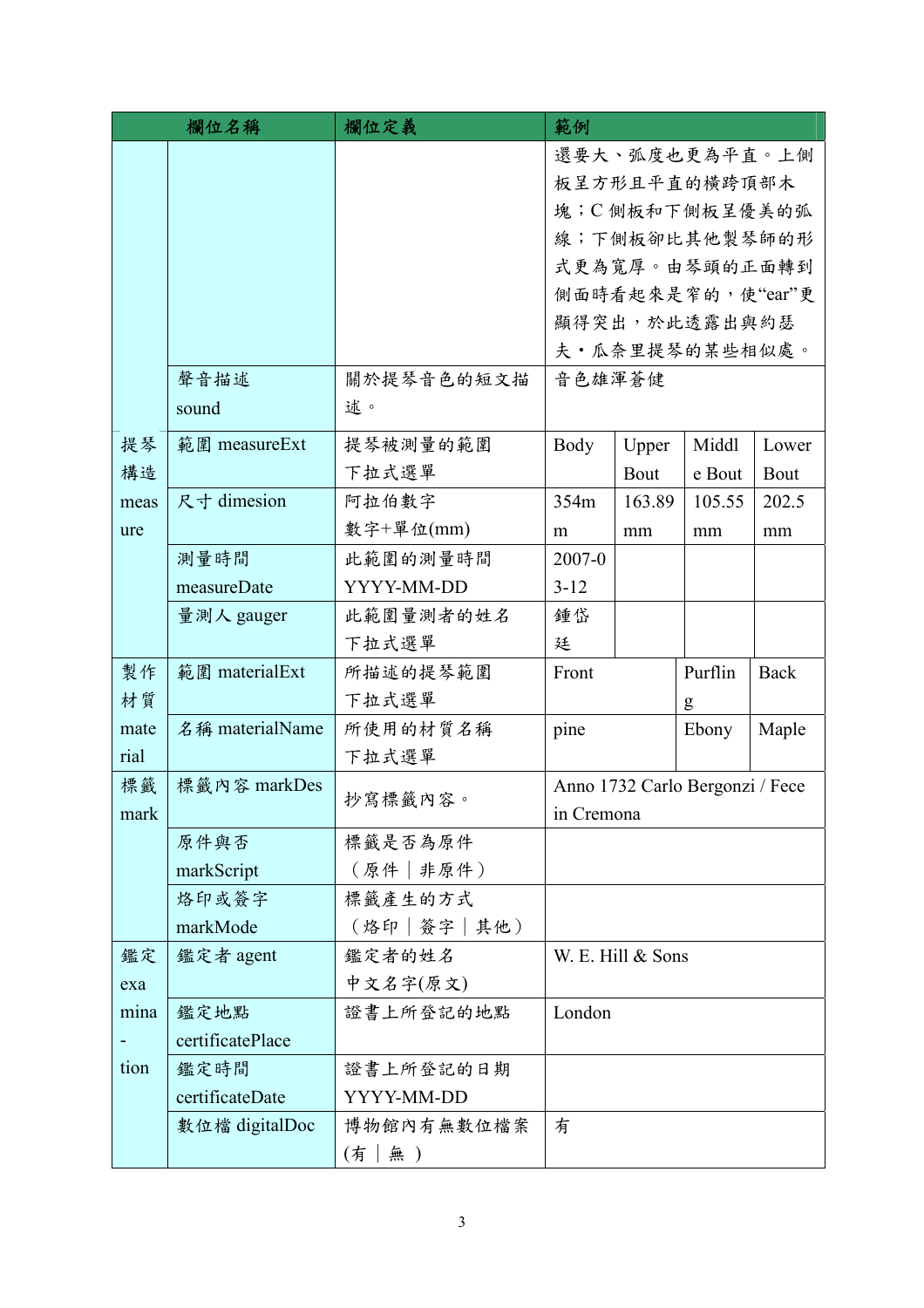| 欄位名稱 | | 欄位定義 | 範例 | | | |
|---|---|---|---|---|---|---|
| | | | 還要大、弧度也更為平直。上側板呈方形且平直的橫跨頂部木塊；C 側板和下側板呈優美的弧線；下側板卻比其他製琴師的形式更為寬厚。由琴頭的正面轉到側面時看起來是窄的，使"ear"更顯得突出，於此透露出與約瑟夫・瓜奈里提琴的某些相似處。 | | | |
| | 聲音描述 sound | 關於提琴音色的短文描述。 | 音色雄渾蒼健 | | | |
| 提琴構造 measure | 範圍 measureExt | 提琴被測量的範圍 下拉式選單 | Body | Upper Bout | Middle Bout | Lower Bout |
| | 尺寸 dimesion | 阿拉伯數字 數字+單位(mm) | 354mm | 163.89 mm | 105.55 mm | 202.5 mm |
| | 測量時間 measureDate | 此範圍的測量時間 YYYY-MM-DD | 2007-03-12 | | | |
| | 量測人 gauger | 此範圍量測者的姓名 下拉式選單 | 鍾岱廷 | | | |
| 製作材質 material | 範圍 materialExt | 所描述的提琴範圍 下拉式選單 | Front | | Purfling | Back |
| | 名稱 materialName | 所使用的材質名稱 下拉式選單 | pine | | Ebony | Maple |
| 標籤 mark | 標籤內容 markDes | 抄寫標籤內容。 | Anno 1732 Carlo Bergonzi / Fece in Cremona | | | |
| | 原件與否 markScript | 標籤是否為原件 （原件｜非原件） | | | | |
| | 烙印或簽字 markMode | 標籤產生的方式 （烙印｜簽字｜其他） | | | | |
| 鑑定 examina-tion | 鑑定者 agent | 鑑定者的姓名 中文名字(原文) | W. E. Hill & Sons | | | |
| | 鑑定地點 certificatePlace | 證書上所登記的地點 | London | | | |
| | 鑑定時間 certificateDate | 證書上所登記的日期 YYYY-MM-DD | | | | |
| | 數位檔 digitalDoc | 博物館內有無數位檔案 (有｜無 ) | 有 | | | |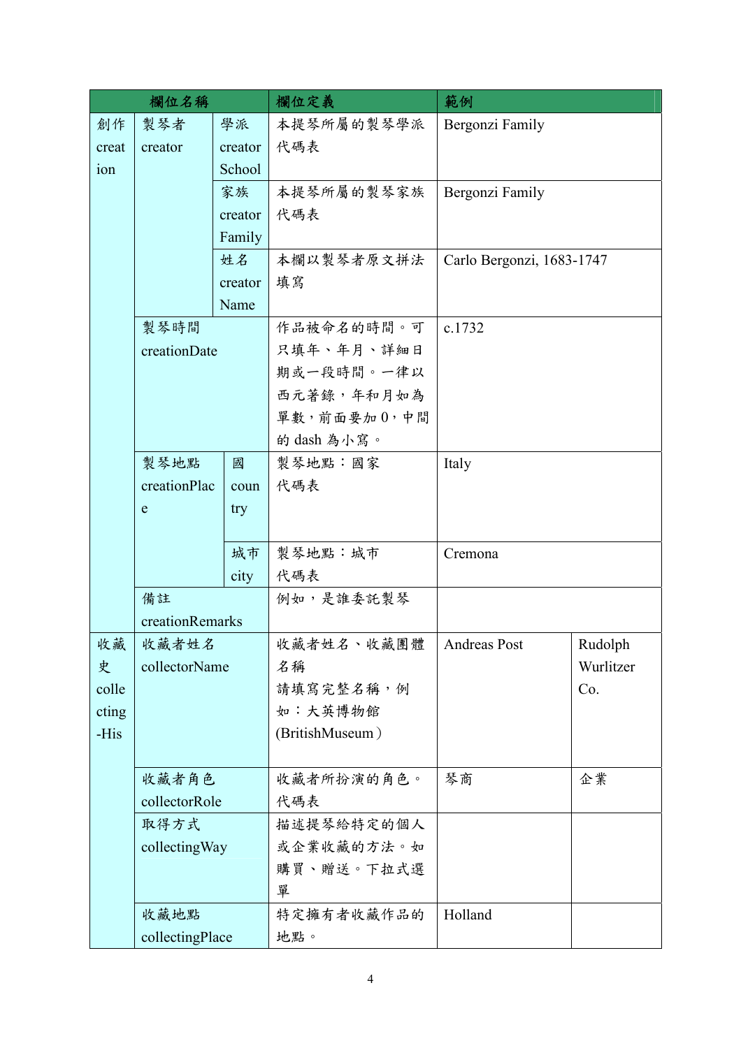| 欄位名稱 | | | 欄位定義 | 範例 | |
|---|---|---|---|---|---|
| 創作 creation | 製琴者 creator | 學派 creator School | 本提琴所屬的製琴學派代碼表 | Bergonzi Family | |
| | | 家族 creator Family | 本提琴所屬的製琴家族代碼表 | Bergonzi Family | |
| | | 姓名 creator Name | 本欄以製琴者原文拼法填寫 | Carlo Bergonzi, 1683-1747 | |
| | 製琴時間 creationDate | | 作品被命名的時間。可只填年、年月、詳細日期或一段時間。一律以西元著錄，年和月如為單數，前面要加 0，中間的 dash 為小寫。 | c.1732 | |
| | 製琴地點 creationPlace | 國 country | 製琴地點：國家代碼表 | Italy | |
| | | 城市 city | 製琴地點：城市代碼表 | Cremona | |
| | 備註 creationRemarks | | 例如，是誰委託製琴 | | |
| 收藏史 collecting-His | 收藏者姓名 collectorName | | 收藏者姓名、收藏團體名稱<br>請填寫完整名稱，例如：大英博物館 (BritishMuseum） | Andreas Post | Rudolph Wurlitzer Co. |
| | 收藏者角色 collectorRole | | 收藏者所扮演的角色。代碼表 | 琴商 | 企業 |
| | 取得方式 collectingWay | | 描述提琴給特定的個人或企業收藏的方法。如購買、贈送。下拉式選單 | | |
| | 收藏地點 collectingPlace | | 特定擁有者收藏作品的地點。 | Holland | |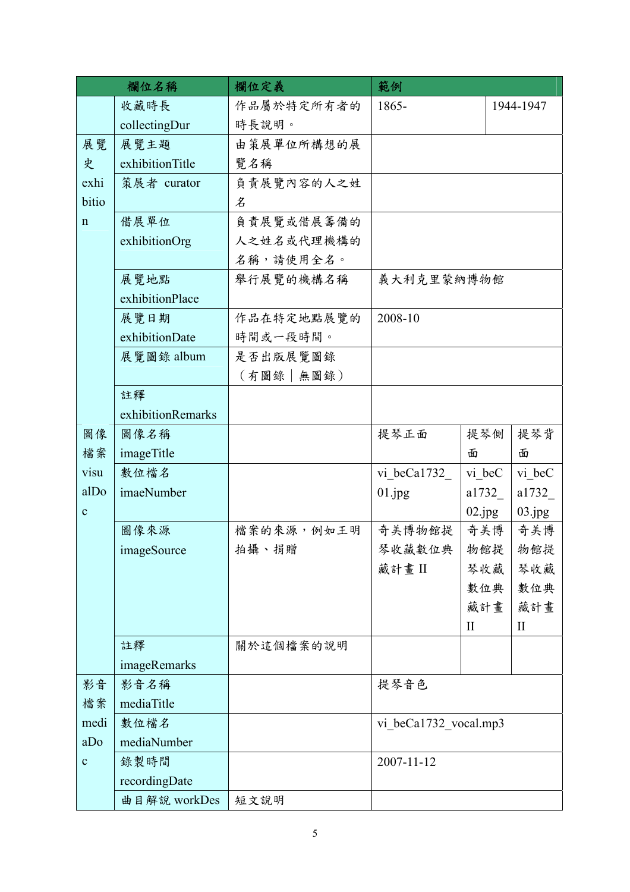| | 欄位名稱 | 欄位定義 | 範例 | | |
|---|---|---|---|---|---|
| | 收藏時長 collectingDur | 作品屬於特定所有者的時長說明。 | 1865- | 1944-1947 | |
| 展覽史 exhibition | 展覽主題 exhibitionTitle | 由策展單位所構想的展覽名稱 | | | |
| | 策展者 curator | 負責展覽內容的人之姓名 | | | |
| | 借展單位 exhibitionOrg | 負責展覽或借展籌備的人之姓名或代理機構的名稱，請使用全名。 | | | |
| | 展覽地點 exhibitionPlace | 舉行展覽的機構名稱 | 義大利克里蒙納博物館 | | |
| | 展覽日期 exhibitionDate | 作品在特定地點展覽的時間或一段時間。 | 2008-10 | | |
| | 展覽圖錄 album | 是否出版展覽圖錄（有圖錄｜無圖錄） | | | |
| | 註釋 exhibitionRemarks | | | | |
| 圖像檔案 visualDoc | 圖像名稱 imageTitle | | 提琴正面 | 提琴側面 | 提琴背面 |
| | 數位檔名 imaeNumber | | vi_beCa1732_01.jpg | vi_beCa1732_02.jpg | vi_beCa1732_03.jpg |
| | 圖像來源 imageSource | 檔案的來源，例如王明拍攝、捐贈 | 奇美博物館提琴收藏數位典藏計畫 II | 奇美博物館提琴收藏數位典藏計畫 II | 奇美博物館提琴收藏數位典藏計畫 II |
| | 註釋 imageRemarks | 關於這個檔案的說明 | | | |
| 影音檔案 mediaDoc | 影音名稱 mediaTitle | | 提琴音色 | | |
| | 數位檔名 mediaNumber | | vi_beCa1732_vocal.mp3 | | |
| | 錄製時間 recordingDate | | 2007-11-12 | | |
| | 曲目解說 workDes | 短文說明 | | | |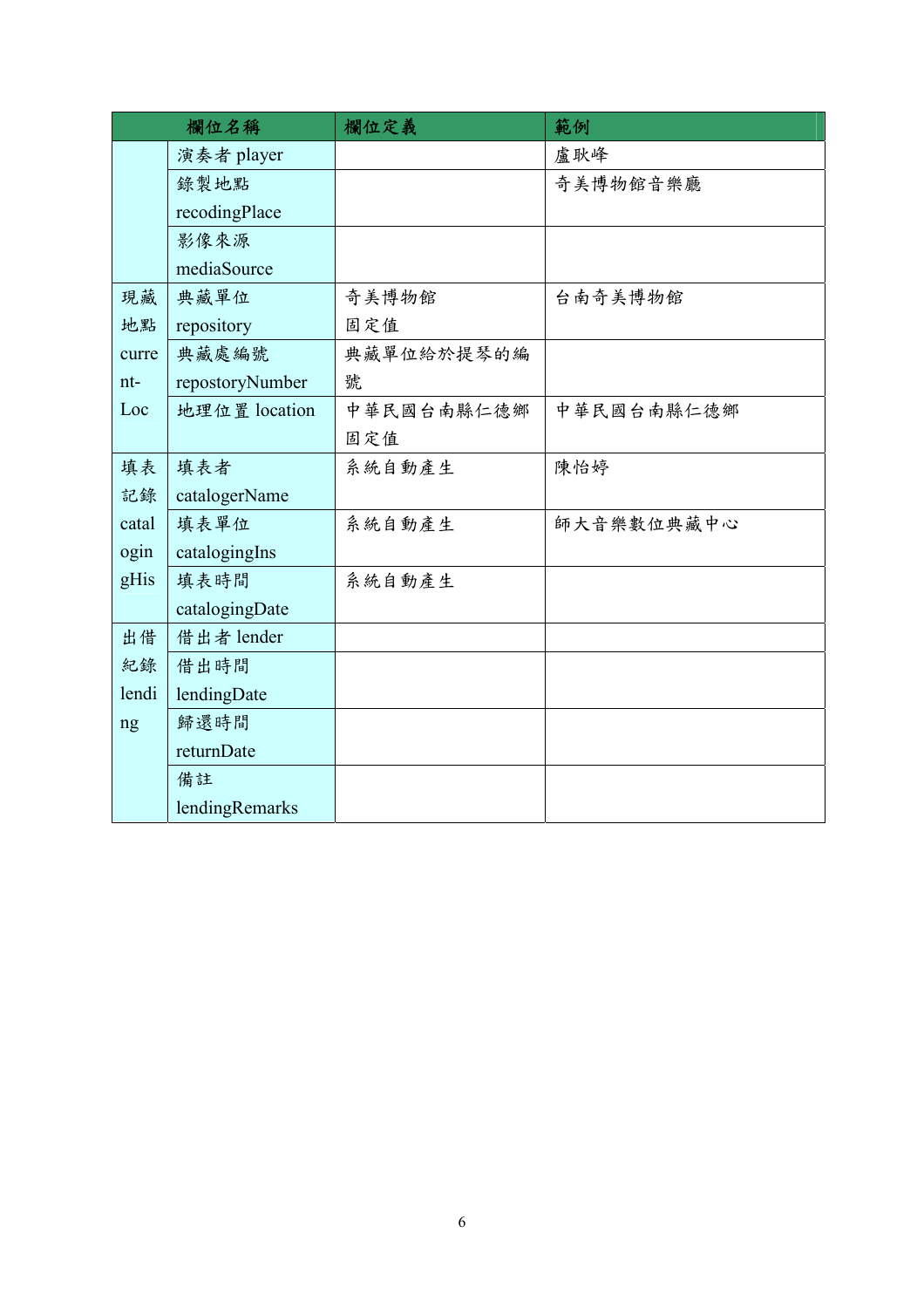| 欄位名稱 | | 欄位定義 | 範例 |
|---|---|---|---|
| | 演奏者 player | | 盧耿峰 |
| | 錄製地點 recodingPlace | | 奇美博物館音樂廳 |
| | 影像來源 mediaSource | | |
| 現藏地點 current-Loc | 典藏單位 repository | 奇美博物館 固定值 | 台南奇美博物館 |
| | 典藏處編號 repostoryNumber | 典藏單位給於提琴的編號 | |
| | 地理位置 location | 中華民國台南縣仁德鄉 固定值 | 中華民國台南縣仁德鄉 |
| 填表記錄 catalogingHis | 填表者 catalogerName | 系統自動產生 | 陳怡婷 |
| | 填表單位 catalogingIns | 系統自動產生 | 師大音樂數位典藏中心 |
| | 填表時間 catalogingDate | 系統自動產生 | |
| 出借紀錄 lending | 借出者 lender | | |
| | 借出時間 lendingDate | | |
| | 歸還時間 returnDate | | |
| | 備註 lendingRemarks | | |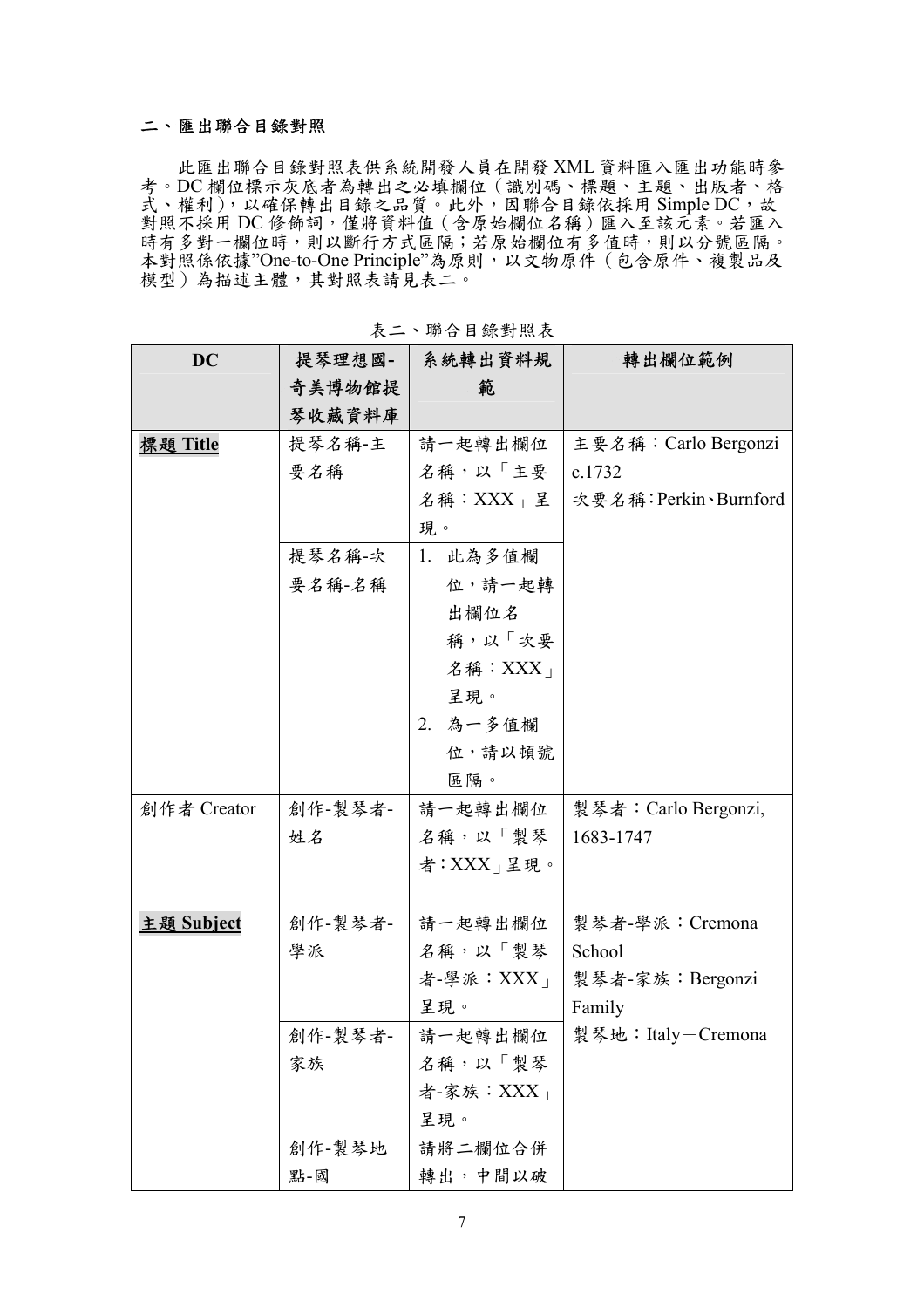## 二、匯出聯合目錄對照

此匯出聯合目錄對照表供系統開發人員在開發 XML 資料匯入匯出功能時參考。DC 欄位標示灰底者為轉出之必填欄位（識別碼、標題、主題、出版者、格式、權利），以確保轉出目錄之品質。此外，因聯合目錄依採用 Simple DC，故對照不採用 DC 修飾詞，僅將資料值（含原始欄位名稱）匯入至該元素。若匯入時有多對一欄位時，則以斷行方式區隔；若原始欄位有多值時，則以分號區隔。本對照係依據"One-to-One Principle"為原則，以文物原件（包含原件、複製品及模型）為描述主體，其對照表請見表二。

表二、聯合目錄對照表

| DC | 提琴理想國-奇美博物館提琴收藏資料庫 | 系統轉出資料規範 | 轉出欄位範例 |
|---|---|---|---|
| **標題 Title** | 提琴名稱-主要名稱 | 請一起轉出欄位名稱，以「主要名稱：XXX」呈現。 | 主要名稱：Carlo Bergonzi c.1732<br>次要名稱：Perkin、Burnford |
| | 提琴名稱-次要名稱-名稱 | 1. 此為多值欄位，請一起轉出欄位名稱，以「次要名稱：XXX」呈現。<br>2. 為一多值欄位，請以頓號區隔。 | |
| 創作者 Creator | 創作-製琴者-姓名 | 請一起轉出欄位名稱，以「製琴者：XXX」呈現。 | 製琴者：Carlo Bergonzi, 1683-1747 |
| **主題 Subject** | 創作-製琴者-學派 | 請一起轉出欄位名稱，以「製琴者-學派：XXX」呈現。 | 製琴者-學派：Cremona School<br>製琴者-家族：Bergonzi Family<br>製琴地：Italy－Cremona |
| | 創作-製琴者-家族 | 請一起轉出欄位名稱，以「製琴者-家族：XXX」呈現。 | |
| | 創作-製琴地點-國 | 請將二欄位合併轉出，中間以破 | |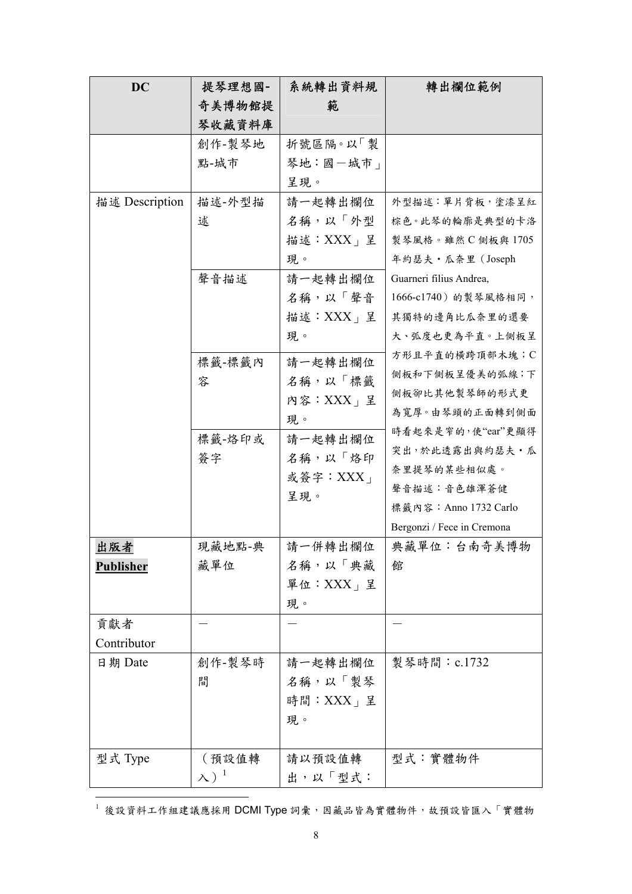| DC | 提琴理想國-奇美博物館提琴收藏資料庫 | 系統轉出資料規範 | 轉出欄位範例 |
| --- | --- | --- | --- |
| | 創作-製琴地點-城市 | 折號區隔。以「製琴地：國－城市」呈現。 | |
| 描述 Description | 描述-外型描述 | 請一起轉出欄位名稱，以「外型描述：XXX」呈現。 | 外型描述：單片背板，塗漆呈紅棕色。此琴的輪廓是典型的卡洛製琴風格。雖然 C 側板與 1705 年約瑟夫・瓜奈里（Joseph Guarneri filius Andrea, 1666-c1740）的製琴風格相同，其獨特的邊角比瓜奈里的還要大、弧度也更為平直。上側板呈方形且平直的橫跨頂部木塊；C 側板和下側板呈優美的弧線；下側板卻比其他製琴師的形式更為寬厚。由琴頭的正面轉到側面時看起來是窄的，使“ear”更顯得突出，於此透露出與約瑟夫・瓜奈里提琴的某些相似處。<br>聲音描述：音色雄渾蒼健<br>標籤內容：Anno 1732 Carlo Bergonzi / Fece in Cremona |
| | 聲音描述 | 請一起轉出欄位名稱，以「聲音描述：XXX」呈現。 | |
| | 標籤-標籤內容 | 請一起轉出欄位名稱，以「標籤內容：XXX」呈現。 | |
| | 標籤-烙印或簽字 | 請一起轉出欄位名稱，以「烙印或簽字：XXX」呈現。 | |
| **出版者 Publisher** | 現藏地點-典藏單位 | 請一併轉出欄位名稱，以「典藏單位：XXX」呈現。 | 典藏單位：台南奇美博物館 |
| 貢獻者 Contributor | — | — | — |
| 日期 Date | 創作-製琴時間 | 請一起轉出欄位名稱，以「製琴時間：XXX」呈現。 | 製琴時間：c.1732 |
| 型式 Type | （預設值轉入）[1] | 請以預設值轉出，以「型式： | 型式：實體物件 |

[1] 後設資料工作組建議應採用 DCMI Type 詞彙，因藏品皆為實體物件，故預設皆匯入「實體物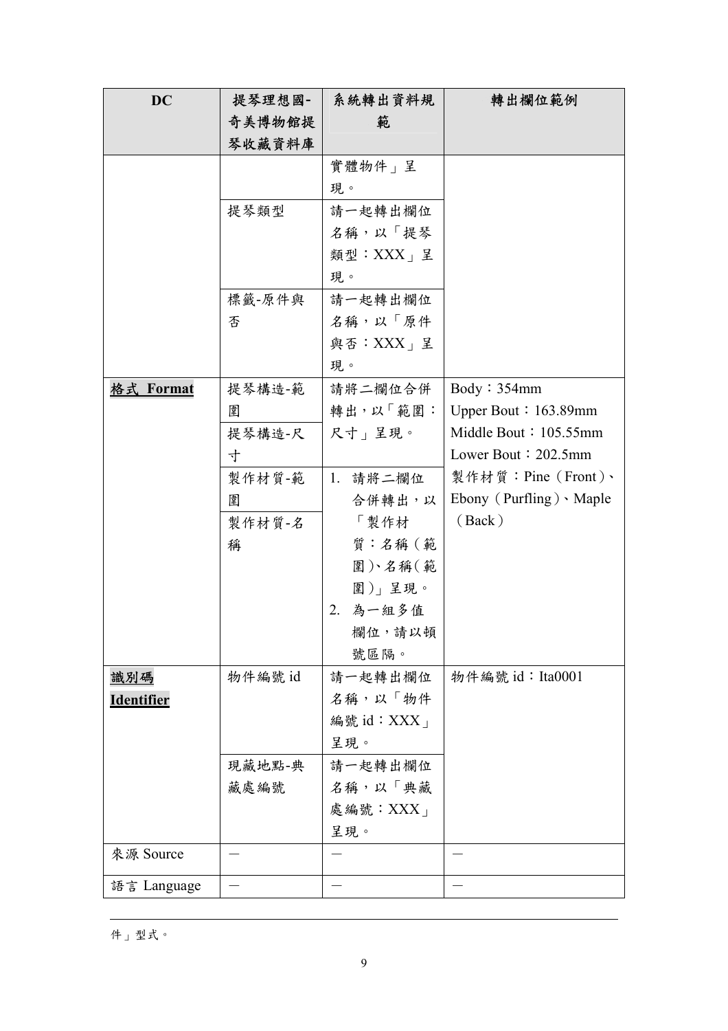| DC | 提琴理想國-奇美博物館提琴收藏資料庫 | 系統轉出資料規範 | 轉出欄位範例 |
| --- | --- | --- | --- |
| | | 實體物件」呈現。 | |
| | 提琴類型 | 請一起轉出欄位名稱，以「提琴類型：XXX」呈現。 | |
| | 標籤-原件與否 | 請一起轉出欄位名稱，以「原件與否：XXX」呈現。 | |
| **格式 Format** | 提琴構造-範圍 | 請將二欄位合併轉出，以「範圍：尺寸」呈現。 | Body：354mm<br>Upper Bout：163.89mm<br>Middle Bout：105.55mm<br>Lower Bout：202.5mm<br>製作材質：Pine（Front）、Ebony（Purfling）、Maple（Back） |
| | 提琴構造-尺寸 | | |
| | 製作材質-範圍 | 1. 請將二欄位合併轉出，以「製作材質：名稱（範圍）、名稱（範圍）」呈現。<br>2. 為一組多值欄位，請以頓號區隔。 | |
| | 製作材質-名稱 | | |
| **識別碼 Identifier** | 物件編號 id | 請一起轉出欄位名稱，以「物件編號 id：XXX」呈現。 | 物件編號 id：Ita0001 |
| | 現藏地點-典藏處編號 | 請一起轉出欄位名稱，以「典藏處編號：XXX」呈現。 | |
| 來源 Source | — | — | — |
| 語言 Language | — | — | — |

件」型式。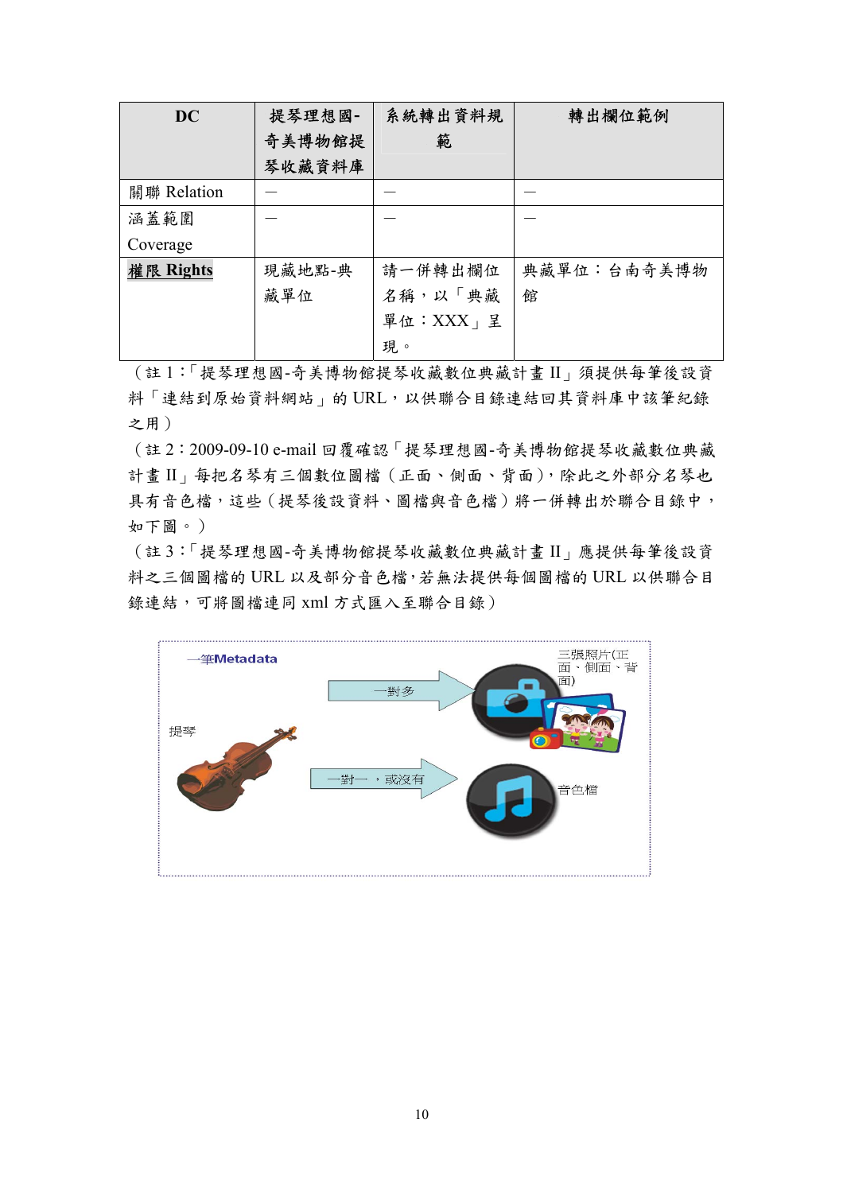| DC | 提琴理想國-奇美博物館提琴收藏資料庫 | 系統轉出資料規範 | 轉出欄位範例 |
|---|---|---|---|
| 關聯 Relation | — | — | — |
| 涵蓋範圍 Coverage | — | — | — |
| **權限 Rights** | 現藏地點-典藏單位 | 請一併轉出欄位名稱，以「典藏單位：XXX」呈現。 | 典藏單位：台南奇美博物館 |

（註 1：「提琴理想國-奇美博物館提琴收藏數位典藏計畫 II」須提供每筆後設資料「連結到原始資料網站」的 URL，以供聯合目錄連結回其資料庫中該筆紀錄之用）

（註 2：2009-09-10 e-mail 回覆確認「提琴理想國-奇美博物館提琴收藏數位典藏計畫 II」每把名琴有三個數位圖檔（正面、側面、背面），除此之外部分名琴也具有音色檔，這些（提琴後設資料、圖檔與音色檔）將一併轉出於聯合目錄中，如下圖。）

（註 3：「提琴理想國-奇美博物館提琴收藏數位典藏計畫 II」應提供每筆後設資料之三個圖檔的 URL 以及部分音色檔，若無法提供每個圖檔的 URL 以供聯合目錄連結，可將圖檔連同 xml 方式匯入至聯合目錄）

一筆Metadata

提琴

一對多 → 三張照片(正面、側面、背面)

一對一，或沒有 → 音色檔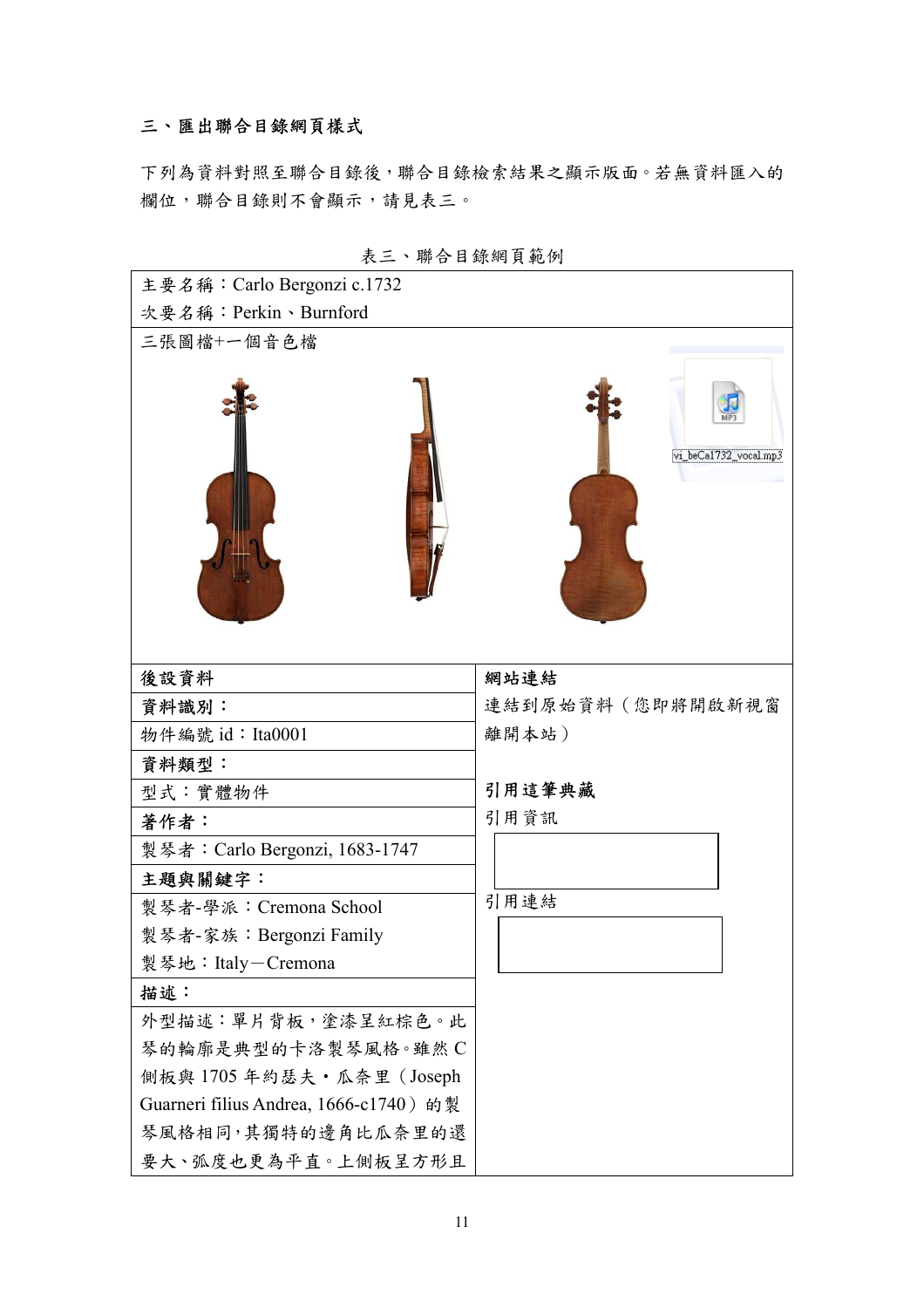### 三、匯出聯合目錄網頁樣式

下列為資料對照至聯合目錄後，聯合目錄檢索結果之顯示版面。若無資料匯入的欄位，聯合目錄則不會顯示，請見表三。

表三、聯合目錄網頁範例

| 主要名稱：Carlo Bergonzi c.1732<br>次要名稱：Perkin、Burnford | |
|---|---|
| 三張圖檔+一個音色檔<br>vi_beCa1732_vocal.mp3 | |
| **後設資料** | **網站連結** |
| **資料識別：** | 連結到原始資料（您即將開啟新視窗離開本站） |
| 物件編號 id：Ita0001 | |
| **資料類型：** | |
| 型式：實體物件 | **引用這筆典藏** |
| **著作者：** | 引用資訊 |
| 製琴者：Carlo Bergonzi, 1683-1747 | |
| **主題與關鍵字：** | |
| 製琴者-學派：Cremona School<br>製琴者-家族：Bergonzi Family<br>製琴地：Italy－Cremona | 引用連結 |
| **描述：** | |
| 外型描述：單片背板，塗漆呈紅棕色。此琴的輪廓是典型的卡洛製琴風格。雖然C側板與1705年約瑟夫・瓜奈里（Joseph Guarneri filius Andrea, 1666-c1740）的製琴風格相同，其獨特的邊角比瓜奈里的還要大、弧度也更為平直。上側板呈方形且 | |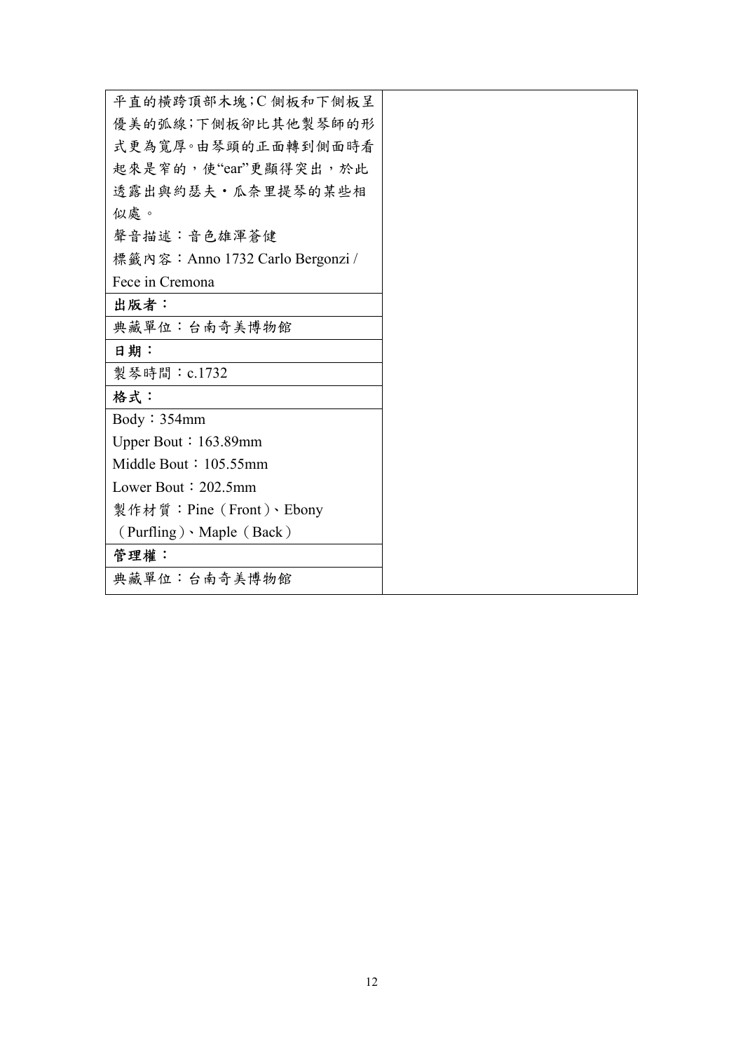| | |
|---|---|
| 平直的橫跨頂部木塊;C 側板和下側板呈優美的弧線;下側板卻比其他製琴師的形式更為寬厚。由琴頭的正面轉到側面時看起來是窄的，使"ear"更顯得突出，於此透露出與約瑟夫・瓜奈里提琴的某些相似處。<br>聲音描述：音色雄渾蒼健<br>標籤內容：Anno 1732 Carlo Bergonzi / Fece in Cremona | |
| **出版者：** | |
| 典藏單位：台南奇美博物館 | |
| **日期：** | |
| 製琴時間：c.1732 | |
| **格式：** | |
| Body：354mm<br>Upper Bout：163.89mm<br>Middle Bout：105.55mm<br>Lower Bout：202.5mm<br>製作材質：Pine（Front）、Ebony（Purfling）、Maple（Back） | |
| **管理權：** | |
| 典藏單位：台南奇美博物館 | |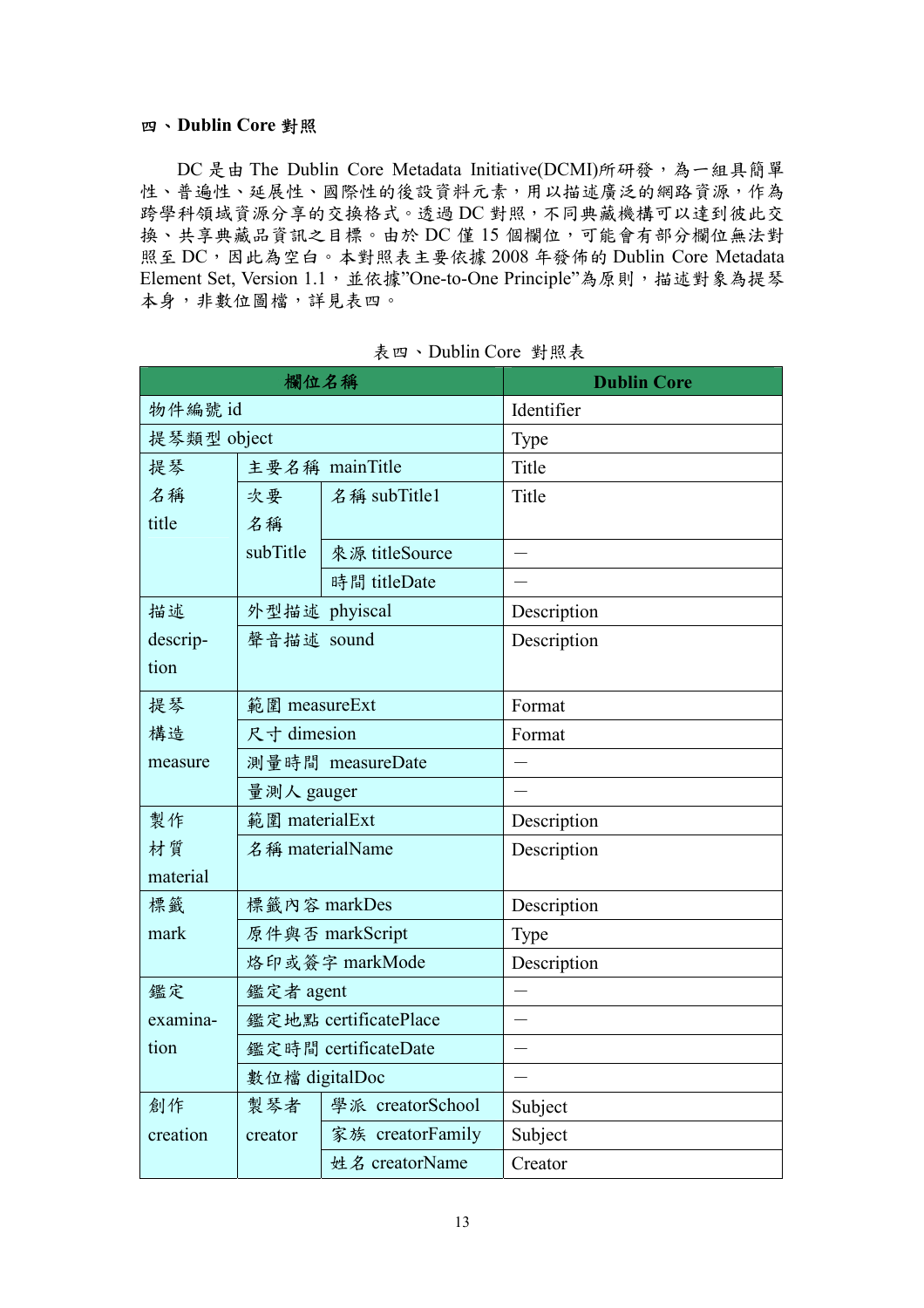**四、Dublin Core 對照**

DC 是由 The Dublin Core Metadata Initiative(DCMI)所研發，為一組具簡單性、普遍性、延展性、國際性的後設資料元素，用以描述廣泛的網路資源，作為跨學科領域資源分享的交換格式。透過 DC 對照，不同典藏機構可以達到彼此交換、共享典藏品資訊之目標。由於 DC 僅 15 個欄位，可能會有部分欄位無法對照至 DC，因此為空白。本對照表主要依據 2008 年發佈的 Dublin Core Metadata Element Set, Version 1.1，並依據"One-to-One Principle"為原則，描述對象為提琴本身，非數位圖檔，詳見表四。

表四、Dublin Core 對照表

| 欄位名稱 | | | Dublin Core |
|---|---|---|---|
| 物件編號 id | | | Identifier |
| 提琴類型 object | | | Type |
| 提琴名稱 title | 主要名稱 mainTitle | | Title |
| | 次要名稱 subTitle | 名稱 subTitle1 | Title |
| | | 來源 titleSource | — |
| | | 時間 titleDate | — |
| 描述 description | 外型描述 phyiscal | | Description |
| | 聲音描述 sound | | Description |
| 提琴構造 measure | 範圍 measureExt | | Format |
| | 尺寸 dimesion | | Format |
| | 測量時間 measureDate | | — |
| | 量測人 gauger | | — |
| 製作材質 material | 範圍 materialExt | | Description |
| | 名稱 materialName | | Description |
| 標籤 mark | 標籤內容 markDes | | Description |
| | 原件與否 markScript | | Type |
| | 烙印或簽字 markMode | | Description |
| 鑑定 examination | 鑑定者 agent | | — |
| | 鑑定地點 certificatePlace | | — |
| | 鑑定時間 certificateDate | | — |
| | 數位檔 digitalDoc | | — |
| 創作 creation | 製琴者 creator | 學派 creatorSchool | Subject |
| | | 家族 creatorFamily | Subject |
| | | 姓名 creatorName | Creator |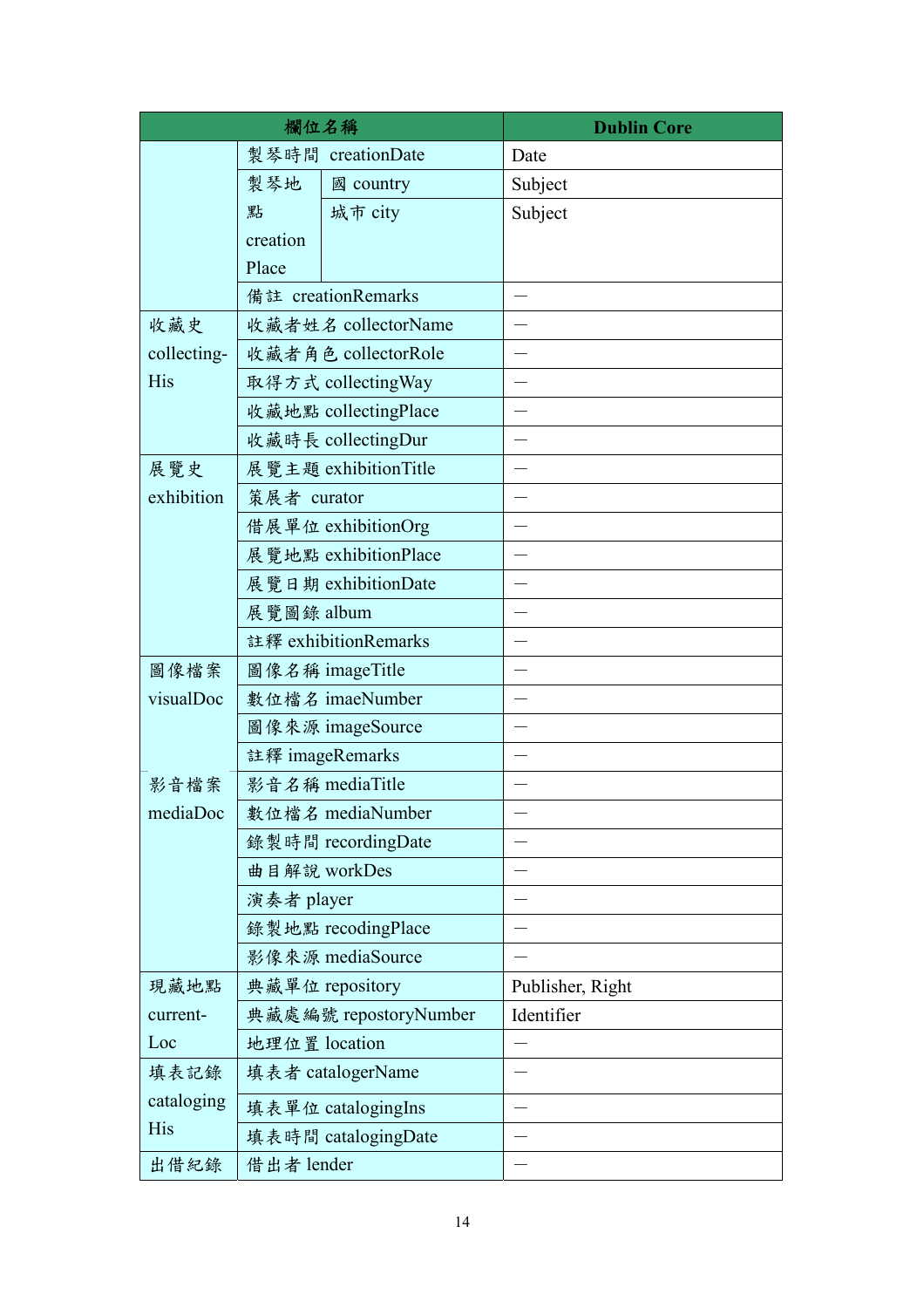| 欄位名稱 | | | Dublin Core |
|---|---|---|---|
| | 製琴時間 creationDate | | Date |
| | 製琴地點 creation Place | 國 country | Subject |
| | | 城市 city | Subject |
| | 備註 creationRemarks | | — |
| 收藏史 collecting-His | 收藏者姓名 collectorName | | — |
| | 收藏者角色 collectorRole | | — |
| | 取得方式 collectingWay | | — |
| | 收藏地點 collectingPlace | | — |
| | 收藏時長 collectingDur | | — |
| 展覽史 exhibition | 展覽主題 exhibitionTitle | | — |
| | 策展者 curator | | — |
| | 借展單位 exhibitionOrg | | — |
| | 展覽地點 exhibitionPlace | | — |
| | 展覽日期 exhibitionDate | | — |
| | 展覽圖錄 album | | — |
| | 註釋 exhibitionRemarks | | — |
| 圖像檔案 visualDoc | 圖像名稱 imageTitle | | — |
| | 數位檔名 imaeNumber | | — |
| | 圖像來源 imageSource | | — |
| | 註釋 imageRemarks | | — |
| 影音檔案 mediaDoc | 影音名稱 mediaTitle | | — |
| | 數位檔名 mediaNumber | | — |
| | 錄製時間 recordingDate | | — |
| | 曲目解說 workDes | | — |
| | 演奏者 player | | — |
| | 錄製地點 recodingPlace | | — |
| | 影像來源 mediaSource | | — |
| 現藏地點 current-Loc | 典藏單位 repository | | Publisher, Right |
| | 典藏處編號 repostoryNumber | | Identifier |
| | 地理位置 location | | — |
| 填表記錄 cataloging His | 填表者 catalogerName | | — |
| | 填表單位 catalogingIns | | — |
| | 填表時間 catalogingDate | | — |
| 出借紀錄 | 借出者 lender | | — |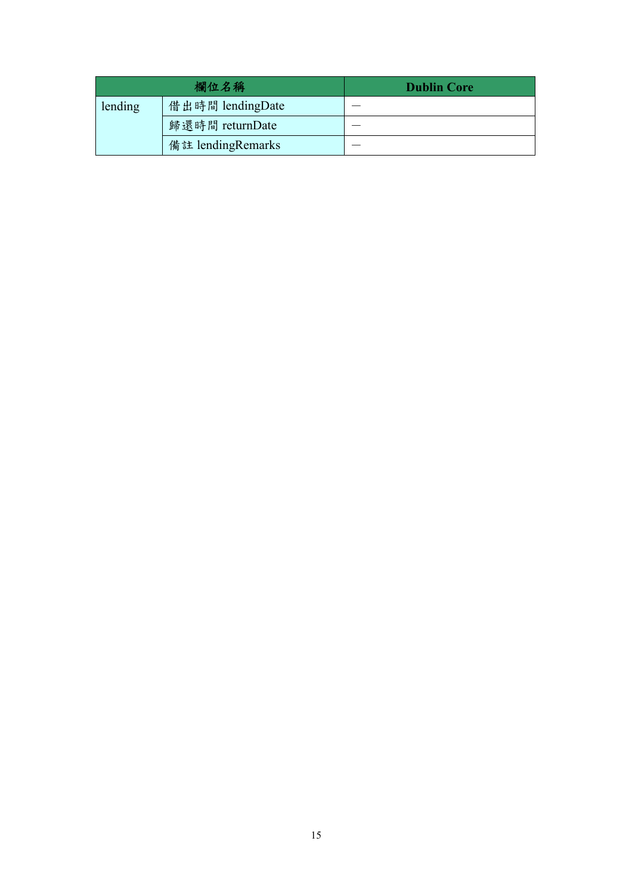| 欄位名稱 | | Dublin Core |
| --- | --- | --- |
| lending | 借出時間 lendingDate | — |
| | 歸還時間 returnDate | — |
| | 備註 lendingRemarks | — |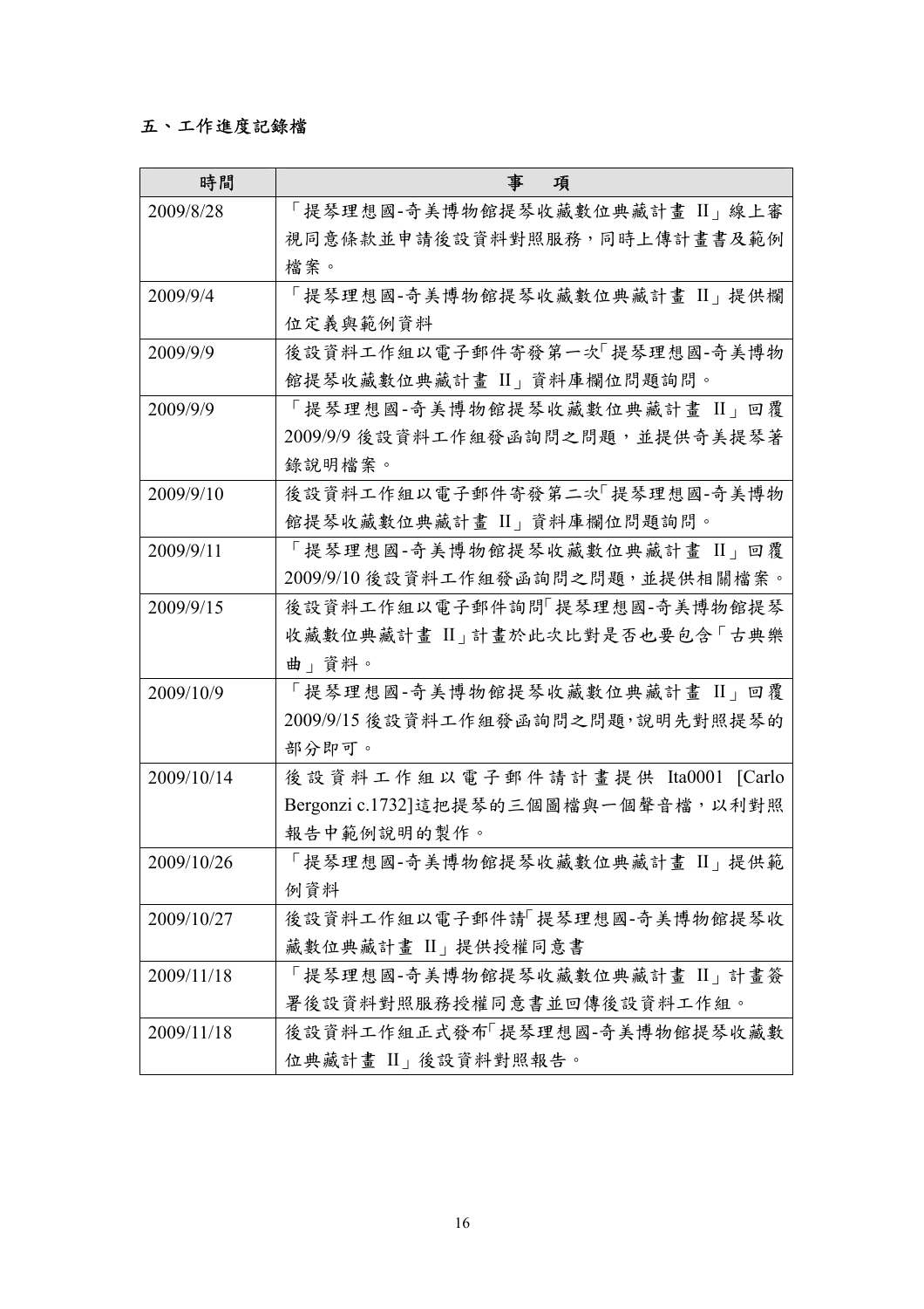## 五、工作進度記錄檔

| 時間 | 事　項 |
| --- | --- |
| 2009/8/28 | 「提琴理想國-奇美博物館提琴收藏數位典藏計畫 II」線上審視同意條款並申請後設資料對照服務，同時上傳計畫書及範例檔案。 |
| 2009/9/4 | 「提琴理想國-奇美博物館提琴收藏數位典藏計畫 II」提供欄位定義與範例資料 |
| 2009/9/9 | 後設資料工作組以電子郵件寄發第一次「提琴理想國-奇美博物館提琴收藏數位典藏計畫 II」資料庫欄位問題詢問。 |
| 2009/9/9 | 「提琴理想國-奇美博物館提琴收藏數位典藏計畫 II」回覆 2009/9/9 後設資料工作組發函詢問之問題，並提供奇美提琴著錄說明檔案。 |
| 2009/9/10 | 後設資料工作組以電子郵件寄發第二次「提琴理想國-奇美博物館提琴收藏數位典藏計畫 II」資料庫欄位問題詢問。 |
| 2009/9/11 | 「提琴理想國-奇美博物館提琴收藏數位典藏計畫 II」回覆 2009/9/10 後設資料工作組發函詢問之問題，並提供相關檔案。 |
| 2009/9/15 | 後設資料工作組以電子郵件詢問「提琴理想國-奇美博物館提琴收藏數位典藏計畫 II」計畫於此次比對是否也要包含「古典樂曲」資料。 |
| 2009/10/9 | 「提琴理想國-奇美博物館提琴收藏數位典藏計畫 II」回覆 2009/9/15 後設資料工作組發函詢問之問題，說明先對照提琴的部分即可。 |
| 2009/10/14 | 後設資料工作組以電子郵件請計畫提供 Ita0001 [Carlo Bergonzi c.1732]這把提琴的三個圖檔與一個聲音檔，以利對照報告中範例說明的製作。 |
| 2009/10/26 | 「提琴理想國-奇美博物館提琴收藏數位典藏計畫 II」提供範例資料 |
| 2009/10/27 | 後設資料工作組以電子郵件請「提琴理想國-奇美博物館提琴收藏數位典藏計畫 II」提供授權同意書 |
| 2009/11/18 | 「提琴理想國-奇美博物館提琴收藏數位典藏計畫 II」計畫簽署後設資料對照服務授權同意書並回傳後設資料工作組。 |
| 2009/11/18 | 後設資料工作組正式發布「提琴理想國-奇美博物館提琴收藏數位典藏計畫 II」後設資料對照報告。 |